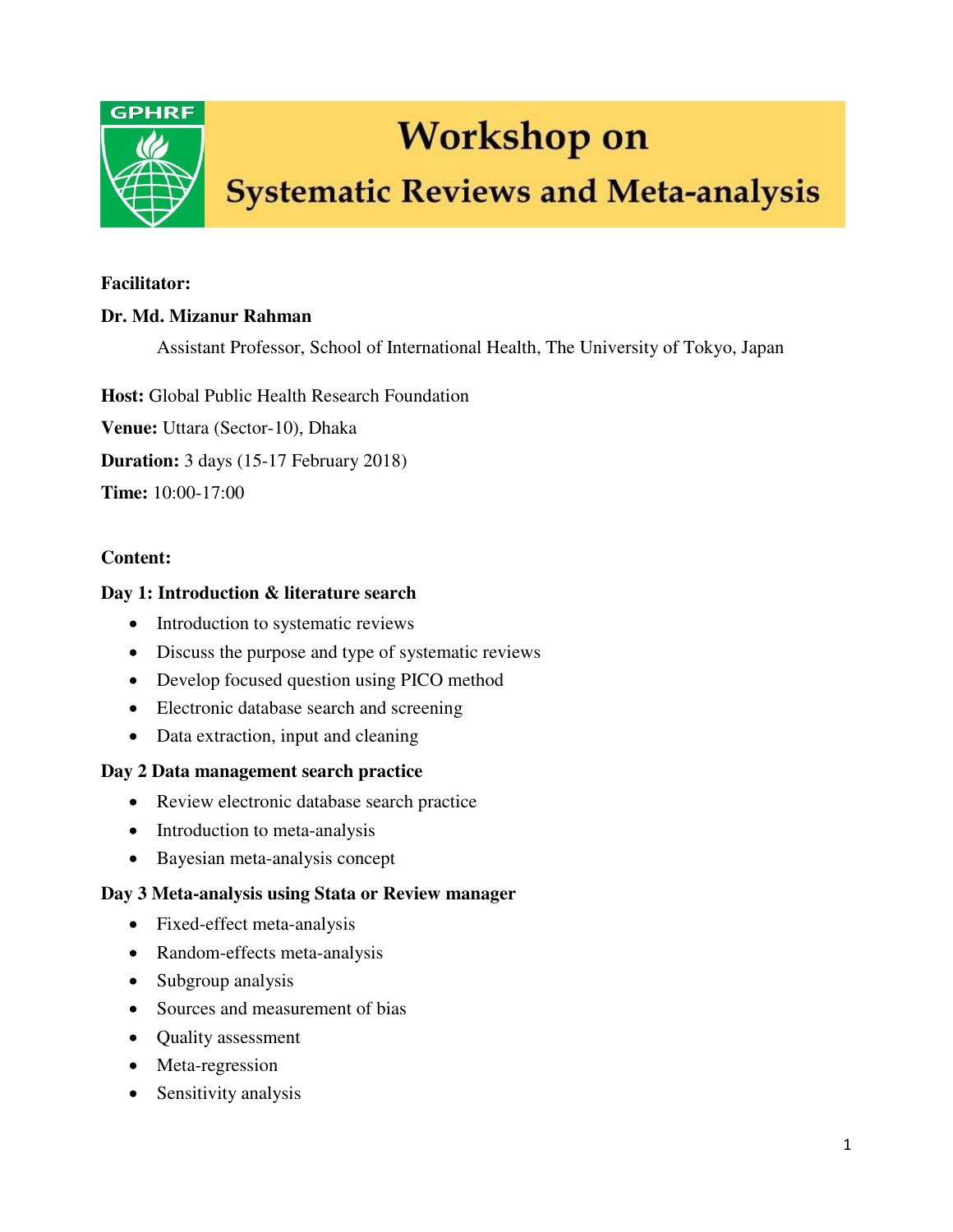GPHRF

# Workshop on Systematic Reviews and Meta-analysis

**Facilitator:**

**Dr. Md. Mizanur Rahman**

Assistant Professor, School of International Health, The University of Tokyo, Japan

**Host:** Global Public Health Research Foundation

**Venue:** Uttara (Sector-10), Dhaka

**Duration:** 3 days (15-17 February 2018)

**Time:** 10:00-17:00

**Content:**

**Day 1: Introduction & literature search**

- Introduction to systematic reviews
- Discuss the purpose and type of systematic reviews
- Develop focused question using PICO method
- Electronic database search and screening
- Data extraction, input and cleaning

**Day 2 Data management search practice**

- Review electronic database search practice
- Introduction to meta-analysis
- Bayesian meta-analysis concept

**Day 3 Meta-analysis using Stata or Review manager**

- Fixed-effect meta-analysis
- Random-effects meta-analysis
- Subgroup analysis
- Sources and measurement of bias
- Quality assessment
- Meta-regression
- Sensitivity analysis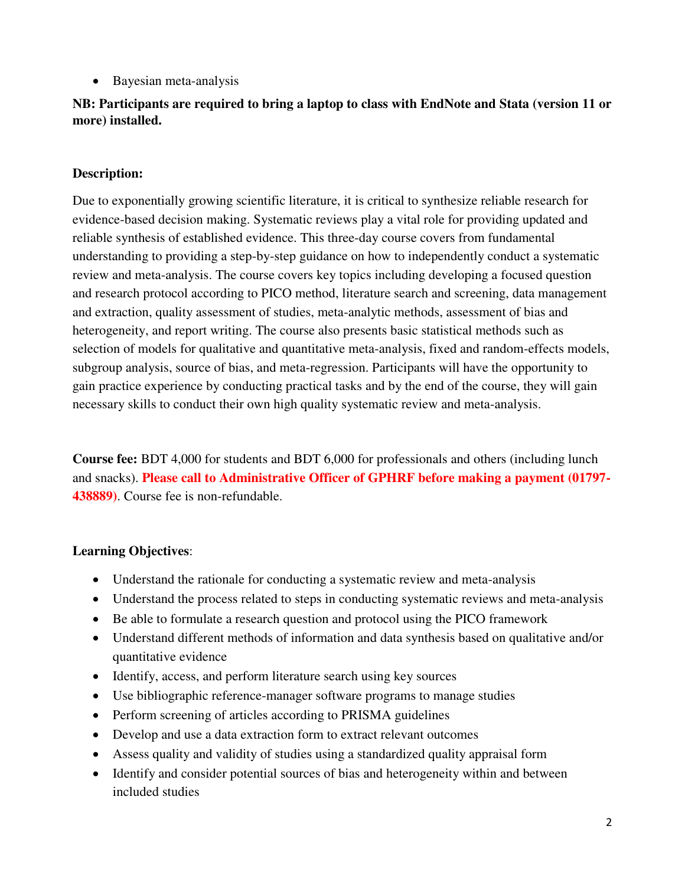- Bayesian meta-analysis

**NB: Participants are required to bring a laptop to class with EndNote and Stata (version 11 or more) installed.**

**Description:**

Due to exponentially growing scientific literature, it is critical to synthesize reliable research for evidence-based decision making. Systematic reviews play a vital role for providing updated and reliable synthesis of established evidence. This three-day course covers from fundamental understanding to providing a step-by-step guidance on how to independently conduct a systematic review and meta-analysis. The course covers key topics including developing a focused question and research protocol according to PICO method, literature search and screening, data management and extraction, quality assessment of studies, meta-analytic methods, assessment of bias and heterogeneity, and report writing. The course also presents basic statistical methods such as selection of models for qualitative and quantitative meta-analysis, fixed and random-effects models, subgroup analysis, source of bias, and meta-regression. Participants will have the opportunity to gain practice experience by conducting practical tasks and by the end of the course, they will gain necessary skills to conduct their own high quality systematic review and meta-analysis.

**Course fee:** BDT 4,000 for students and BDT 6,000 for professionals and others (including lunch and snacks). **Please call to Administrative Officer of GPHRF before making a payment (01797-438889)**. Course fee is non-refundable.

**Learning Objectives**:

- Understand the rationale for conducting a systematic review and meta-analysis
- Understand the process related to steps in conducting systematic reviews and meta-analysis
- Be able to formulate a research question and protocol using the PICO framework
- Understand different methods of information and data synthesis based on qualitative and/or quantitative evidence
- Identify, access, and perform literature search using key sources
- Use bibliographic reference-manager software programs to manage studies
- Perform screening of articles according to PRISMA guidelines
- Develop and use a data extraction form to extract relevant outcomes
- Assess quality and validity of studies using a standardized quality appraisal form
- Identify and consider potential sources of bias and heterogeneity within and between included studies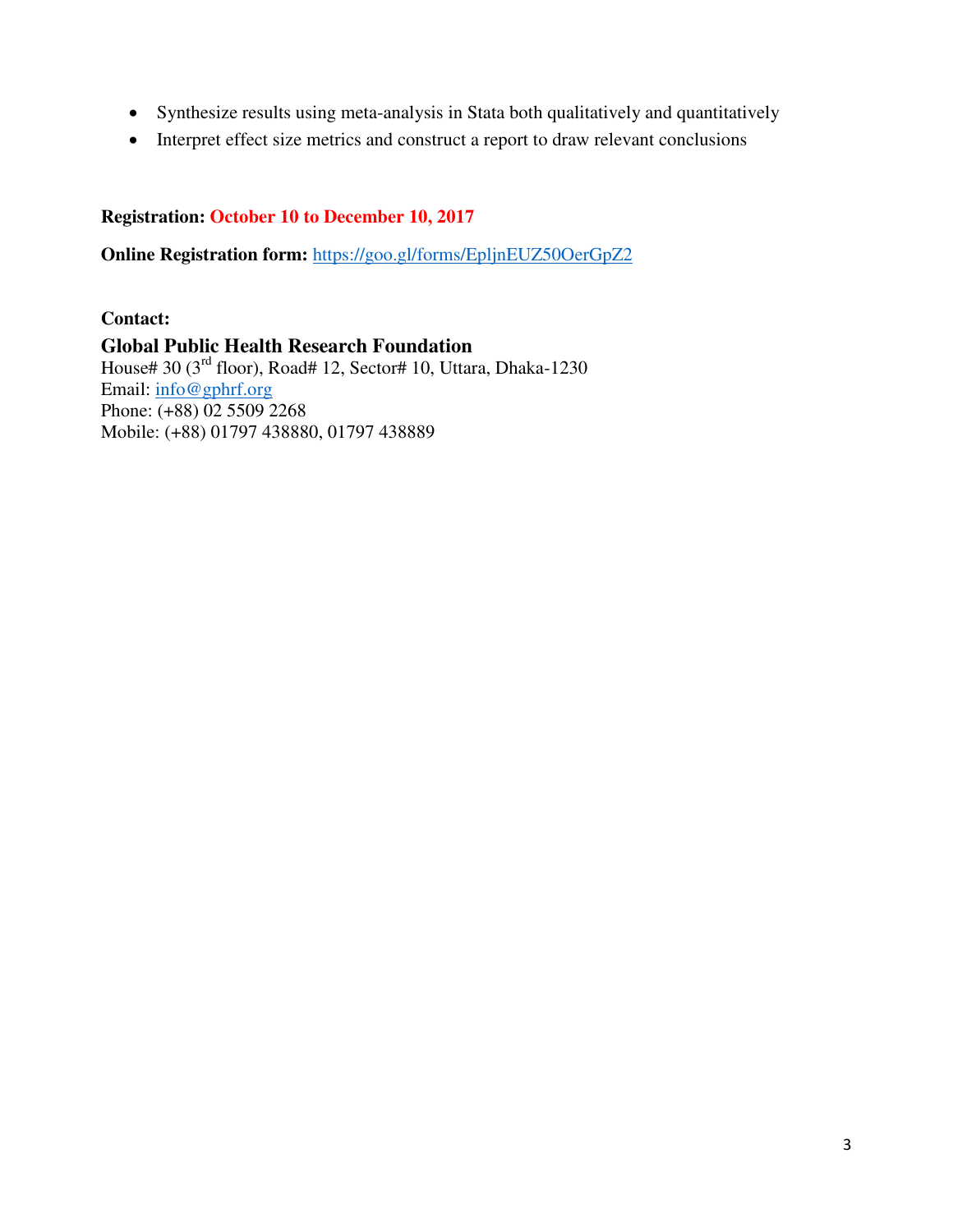- Synthesize results using meta-analysis in Stata both qualitatively and quantitatively
- Interpret effect size metrics and construct a report to draw relevant conclusions

**Registration: October 10 to December 10, 2017**

**Online Registration form:** https://goo.gl/forms/EpljnEUZ50OerGpZ2

**Contact:**

**Global Public Health Research Foundation**
House# 30 (3rd floor), Road# 12, Sector# 10, Uttara, Dhaka-1230
Email: info@gphrf.org
Phone: (+88) 02 5509 2268
Mobile: (+88) 01797 438880, 01797 438889